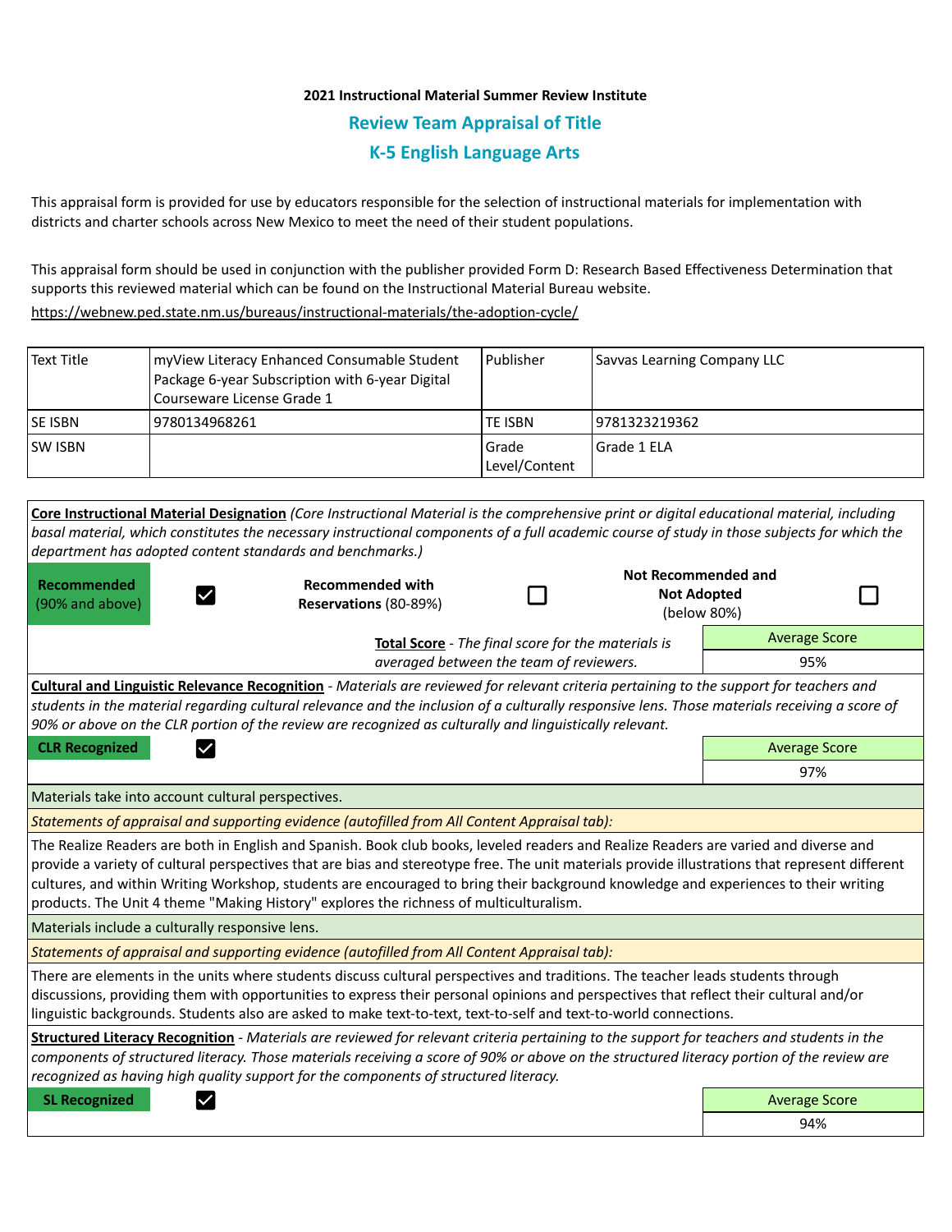**2021 Instructional Material Summer Review Institute**

## Review Team Appraisal of Title

## K-5 English Language Arts

This appraisal form is provided for use by educators responsible for the selection of instructional materials for implementation with districts and charter schools across New Mexico to meet the need of their student populations.

This appraisal form should be used in conjunction with the publisher provided Form D: Research Based Effectiveness Determination that supports this reviewed material which can be found on the Instructional Material Bureau website.

https://webnew.ped.state.nm.us/bureaus/instructional-materials/the-adoption-cycle/

| Text Title | myView Literacy Enhanced Consumable Student Package 6-year Subscription with 6-year Digital Courseware License Grade 1 | Publisher | Savvas Learning Company LLC |
|---|---|---|---|
| SE ISBN | 9780134968261 | TE ISBN | 9781323219362 |
| SW ISBN | | Grade Level/Content | Grade 1 ELA |

**Core Instructional Material Designation** *(Core Instructional Material is the comprehensive print or digital educational material, including basal material, which constitutes the necessary instructional components of a full academic course of study in those subjects for which the department has adopted content standards and benchmarks.)*

| **Recommended** (90% and above) | ☑ | **Recommended with Reservations** (80-89%) | ☐ | **Not Recommended and Not Adopted** (below 80%) | ☐ |
|---|---|---|---|---|---|

**Total Score** - *The final score for the materials is averaged between the team of reviewers.*

| Average Score |
|---|
| 95% |

**Cultural and Linguistic Relevance Recognition** - *Materials are reviewed for relevant criteria pertaining to the support for teachers and students in the material regarding cultural relevance and the inclusion of a culturally responsive lens. Those materials receiving a score of 90% or above on the CLR portion of the review are recognized as culturally and linguistically relevant.*

**CLR Recognized** ☑

| Average Score |
|---|
| 97% |

Materials take into account cultural perspectives.

*Statements of appraisal and supporting evidence (autofilled from All Content Appraisal tab):*

The Realize Readers are both in English and Spanish. Book club books, leveled readers and Realize Readers are varied and diverse and provide a variety of cultural perspectives that are bias and stereotype free. The unit materials provide illustrations that represent different cultures, and within Writing Workshop, students are encouraged to bring their background knowledge and experiences to their writing products. The Unit 4 theme "Making History" explores the richness of multiculturalism.

Materials include a culturally responsive lens.

*Statements of appraisal and supporting evidence (autofilled from All Content Appraisal tab):*

There are elements in the units where students discuss cultural perspectives and traditions. The teacher leads students through discussions, providing them with opportunities to express their personal opinions and perspectives that reflect their cultural and/or linguistic backgrounds. Students also are asked to make text-to-text, text-to-self and text-to-world connections.

**Structured Literacy Recognition** - *Materials are reviewed for relevant criteria pertaining to the support for teachers and students in the components of structured literacy. Those materials receiving a score of 90% or above on the structured literacy portion of the review are recognized as having high quality support for the components of structured literacy.*

**SL Recognized** ☑

| Average Score |
|---|
| 94% |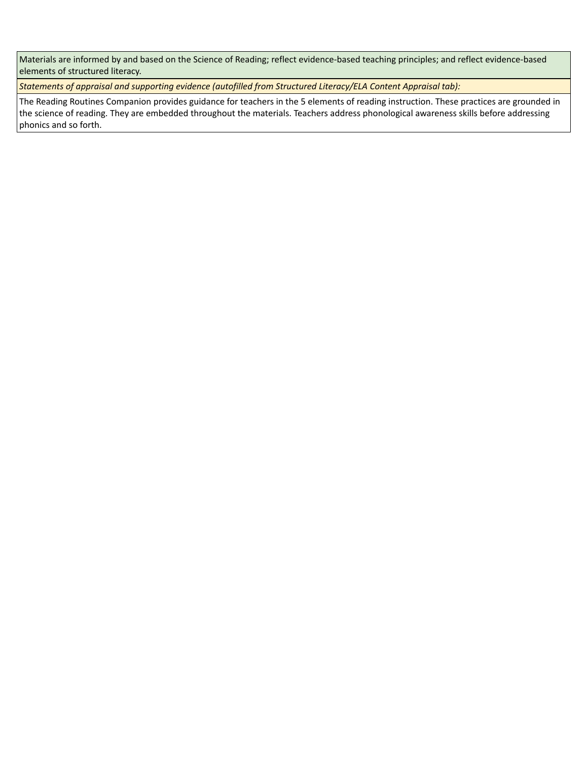| Materials are informed by and based on the Science of Reading; reflect evidence-based teaching principles; and reflect evidence-based elements of structured literacy. |
| --- |
| *Statements of appraisal and supporting evidence (autofilled from Structured Literacy/ELA Content Appraisal tab):* |
| The Reading Routines Companion provides guidance for teachers in the 5 elements of reading instruction. These practices are grounded in the science of reading. They are embedded throughout the materials. Teachers address phonological awareness skills before addressing phonics and so forth. |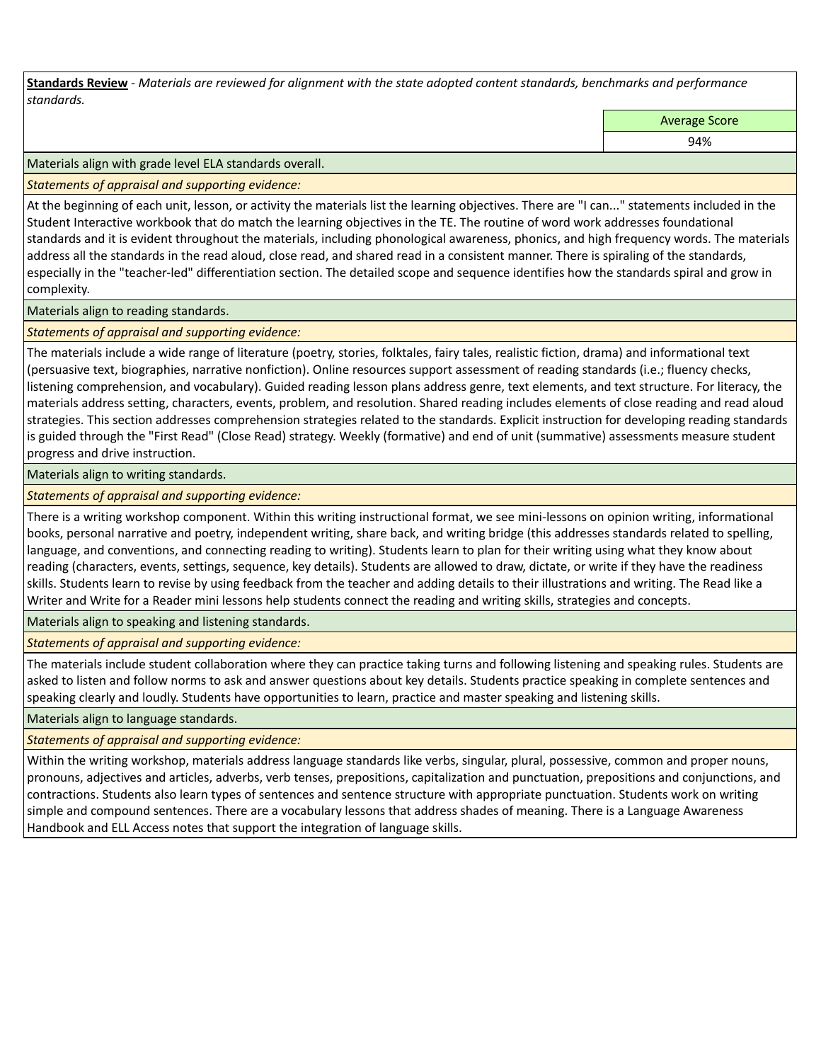**<u>Standards Review</u>** - *Materials are reviewed for alignment with the state adopted content standards, benchmarks and performance standards.*

| Average Score |
|---|
| 94% |

Materials align with grade level ELA standards overall.

*Statements of appraisal and supporting evidence:*

At the beginning of each unit, lesson, or activity the materials list the learning objectives. There are "I can..." statements included in the Student Interactive workbook that do match the learning objectives in the TE. The routine of word work addresses foundational standards and it is evident throughout the materials, including phonological awareness, phonics, and high frequency words. The materials address all the standards in the read aloud, close read, and shared read in a consistent manner. There is spiraling of the standards, especially in the "teacher-led" differentiation section. The detailed scope and sequence identifies how the standards spiral and grow in complexity.

Materials align to reading standards.

*Statements of appraisal and supporting evidence:*

The materials include a wide range of literature (poetry, stories, folktales, fairy tales, realistic fiction, drama) and informational text (persuasive text, biographies, narrative nonfiction). Online resources support assessment of reading standards (i.e.; fluency checks, listening comprehension, and vocabulary). Guided reading lesson plans address genre, text elements, and text structure. For literacy, the materials address setting, characters, events, problem, and resolution. Shared reading includes elements of close reading and read aloud strategies. This section addresses comprehension strategies related to the standards. Explicit instruction for developing reading standards is guided through the "First Read" (Close Read) strategy. Weekly (formative) and end of unit (summative) assessments measure student progress and drive instruction.

Materials align to writing standards.

*Statements of appraisal and supporting evidence:*

There is a writing workshop component. Within this writing instructional format, we see mini-lessons on opinion writing, informational books, personal narrative and poetry, independent writing, share back, and writing bridge (this addresses standards related to spelling, language, and conventions, and connecting reading to writing). Students learn to plan for their writing using what they know about reading (characters, events, settings, sequence, key details). Students are allowed to draw, dictate, or write if they have the readiness skills. Students learn to revise by using feedback from the teacher and adding details to their illustrations and writing. The Read like a Writer and Write for a Reader mini lessons help students connect the reading and writing skills, strategies and concepts.

Materials align to speaking and listening standards.

*Statements of appraisal and supporting evidence:*

The materials include student collaboration where they can practice taking turns and following listening and speaking rules. Students are asked to listen and follow norms to ask and answer questions about key details. Students practice speaking in complete sentences and speaking clearly and loudly. Students have opportunities to learn, practice and master speaking and listening skills.

Materials align to language standards.

*Statements of appraisal and supporting evidence:*

Within the writing workshop, materials address language standards like verbs, singular, plural, possessive, common and proper nouns, pronouns, adjectives and articles, adverbs, verb tenses, prepositions, capitalization and punctuation, prepositions and conjunctions, and contractions. Students also learn types of sentences and sentence structure with appropriate punctuation. Students work on writing simple and compound sentences. There are a vocabulary lessons that address shades of meaning. There is a Language Awareness Handbook and ELL Access notes that support the integration of language skills.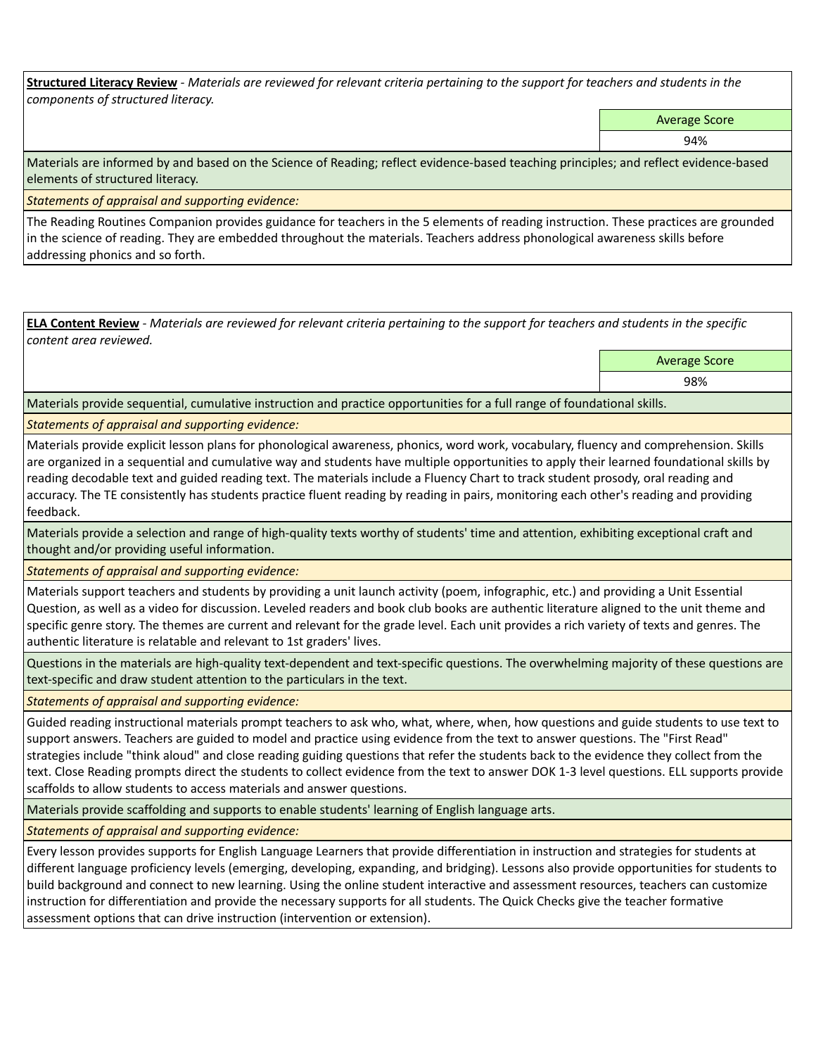**Structured Literacy Review** - *Materials are reviewed for relevant criteria pertaining to the support for teachers and students in the components of structured literacy.*

| | Average Score |
|---|---|
| | 94% |

Materials are informed by and based on the Science of Reading; reflect evidence-based teaching principles; and reflect evidence-based elements of structured literacy.

*Statements of appraisal and supporting evidence:*

The Reading Routines Companion provides guidance for teachers in the 5 elements of reading instruction. These practices are grounded in the science of reading. They are embedded throughout the materials. Teachers address phonological awareness skills before addressing phonics and so forth.

**ELA Content Review** - *Materials are reviewed for relevant criteria pertaining to the support for teachers and students in the specific content area reviewed.*

| | Average Score |
|---|---|
| | 98% |

Materials provide sequential, cumulative instruction and practice opportunities for a full range of foundational skills.

*Statements of appraisal and supporting evidence:*

Materials provide explicit lesson plans for phonological awareness, phonics, word work, vocabulary, fluency and comprehension. Skills are organized in a sequential and cumulative way and students have multiple opportunities to apply their learned foundational skills by reading decodable text and guided reading text. The materials include a Fluency Chart to track student prosody, oral reading and accuracy. The TE consistently has students practice fluent reading by reading in pairs, monitoring each other's reading and providing feedback.

Materials provide a selection and range of high-quality texts worthy of students' time and attention, exhibiting exceptional craft and thought and/or providing useful information.

*Statements of appraisal and supporting evidence:*

Materials support teachers and students by providing a unit launch activity (poem, infographic, etc.) and providing a Unit Essential Question, as well as a video for discussion. Leveled readers and book club books are authentic literature aligned to the unit theme and specific genre story. The themes are current and relevant for the grade level. Each unit provides a rich variety of texts and genres. The authentic literature is relatable and relevant to 1st graders' lives.

Questions in the materials are high-quality text-dependent and text-specific questions. The overwhelming majority of these questions are text-specific and draw student attention to the particulars in the text.

*Statements of appraisal and supporting evidence:*

Guided reading instructional materials prompt teachers to ask who, what, where, when, how questions and guide students to use text to support answers. Teachers are guided to model and practice using evidence from the text to answer questions. The "First Read" strategies include "think aloud" and close reading guiding questions that refer the students back to the evidence they collect from the text. Close Reading prompts direct the students to collect evidence from the text to answer DOK 1-3 level questions. ELL supports provide scaffolds to allow students to access materials and answer questions.

Materials provide scaffolding and supports to enable students' learning of English language arts.

*Statements of appraisal and supporting evidence:*

Every lesson provides supports for English Language Learners that provide differentiation in instruction and strategies for students at different language proficiency levels (emerging, developing, expanding, and bridging). Lessons also provide opportunities for students to build background and connect to new learning. Using the online student interactive and assessment resources, teachers can customize instruction for differentiation and provide the necessary supports for all students. The Quick Checks give the teacher formative assessment options that can drive instruction (intervention or extension).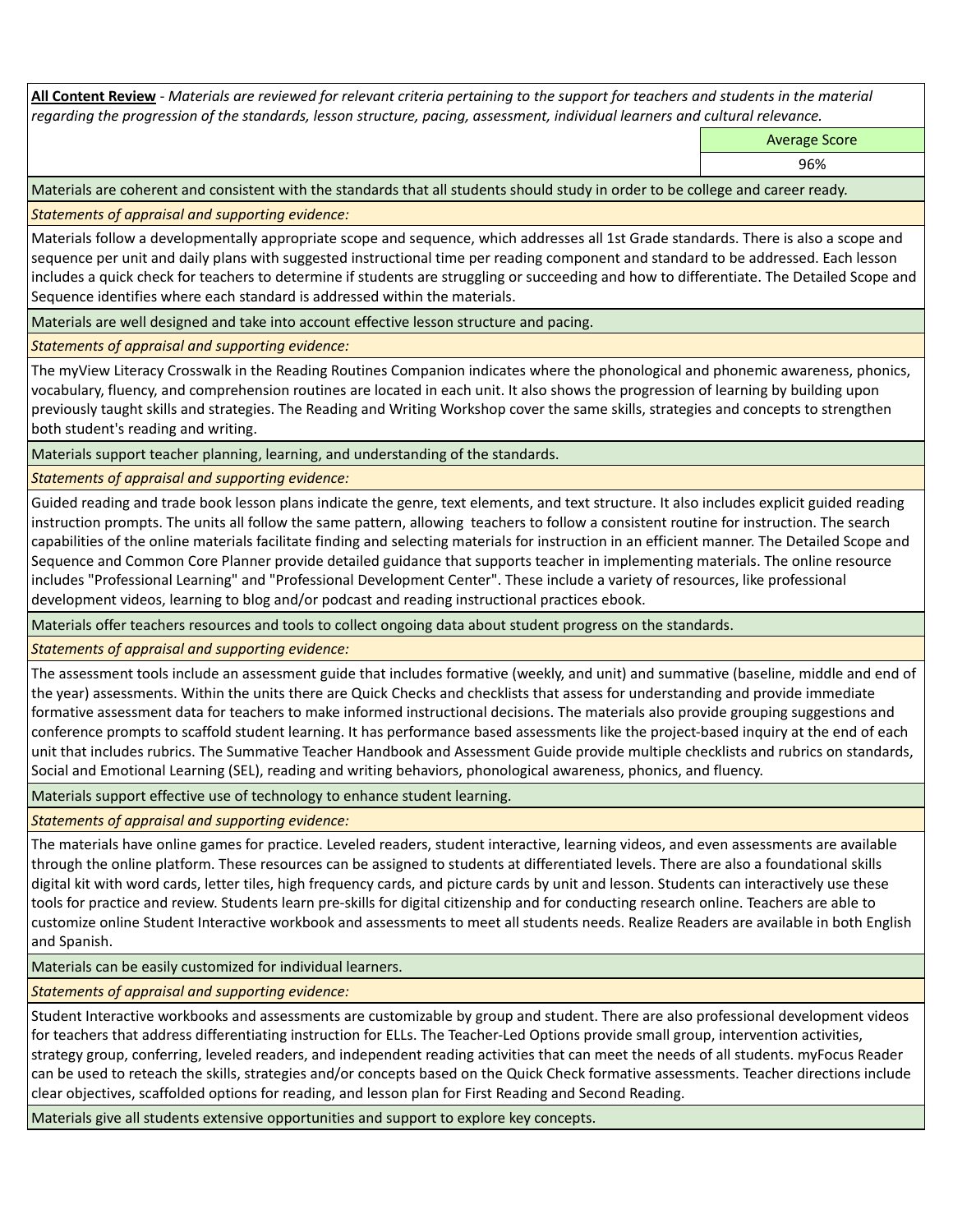**All Content Review** - *Materials are reviewed for relevant criteria pertaining to the support for teachers and students in the material regarding the progression of the standards, lesson structure, pacing, assessment, individual learners and cultural relevance.*

| | Average Score |
|---|---|
| | 96% |

Materials are coherent and consistent with the standards that all students should study in order to be college and career ready.

*Statements of appraisal and supporting evidence:*

Materials follow a developmentally appropriate scope and sequence, which addresses all 1st Grade standards. There is also a scope and sequence per unit and daily plans with suggested instructional time per reading component and standard to be addressed. Each lesson includes a quick check for teachers to determine if students are struggling or succeeding and how to differentiate. The Detailed Scope and Sequence identifies where each standard is addressed within the materials.

Materials are well designed and take into account effective lesson structure and pacing.

*Statements of appraisal and supporting evidence:*

The myView Literacy Crosswalk in the Reading Routines Companion indicates where the phonological and phonemic awareness, phonics, vocabulary, fluency, and comprehension routines are located in each unit. It also shows the progression of learning by building upon previously taught skills and strategies. The Reading and Writing Workshop cover the same skills, strategies and concepts to strengthen both student's reading and writing.

Materials support teacher planning, learning, and understanding of the standards.

*Statements of appraisal and supporting evidence:*

Guided reading and trade book lesson plans indicate the genre, text elements, and text structure. It also includes explicit guided reading instruction prompts. The units all follow the same pattern, allowing teachers to follow a consistent routine for instruction. The search capabilities of the online materials facilitate finding and selecting materials for instruction in an efficient manner. The Detailed Scope and Sequence and Common Core Planner provide detailed guidance that supports teacher in implementing materials. The online resource includes "Professional Learning" and "Professional Development Center". These include a variety of resources, like professional development videos, learning to blog and/or podcast and reading instructional practices ebook.

Materials offer teachers resources and tools to collect ongoing data about student progress on the standards.

*Statements of appraisal and supporting evidence:*

The assessment tools include an assessment guide that includes formative (weekly, and unit) and summative (baseline, middle and end of the year) assessments. Within the units there are Quick Checks and checklists that assess for understanding and provide immediate formative assessment data for teachers to make informed instructional decisions. The materials also provide grouping suggestions and conference prompts to scaffold student learning. It has performance based assessments like the project-based inquiry at the end of each unit that includes rubrics. The Summative Teacher Handbook and Assessment Guide provide multiple checklists and rubrics on standards, Social and Emotional Learning (SEL), reading and writing behaviors, phonological awareness, phonics, and fluency.

Materials support effective use of technology to enhance student learning.

*Statements of appraisal and supporting evidence:*

The materials have online games for practice. Leveled readers, student interactive, learning videos, and even assessments are available through the online platform. These resources can be assigned to students at differentiated levels. There are also a foundational skills digital kit with word cards, letter tiles, high frequency cards, and picture cards by unit and lesson. Students can interactively use these tools for practice and review. Students learn pre-skills for digital citizenship and for conducting research online. Teachers are able to customize online Student Interactive workbook and assessments to meet all students needs. Realize Readers are available in both English and Spanish.

Materials can be easily customized for individual learners.

*Statements of appraisal and supporting evidence:*

Student Interactive workbooks and assessments are customizable by group and student. There are also professional development videos for teachers that address differentiating instruction for ELLs. The Teacher-Led Options provide small group, intervention activities, strategy group, conferring, leveled readers, and independent reading activities that can meet the needs of all students. myFocus Reader can be used to reteach the skills, strategies and/or concepts based on the Quick Check formative assessments. Teacher directions include clear objectives, scaffolded options for reading, and lesson plan for First Reading and Second Reading.

Materials give all students extensive opportunities and support to explore key concepts.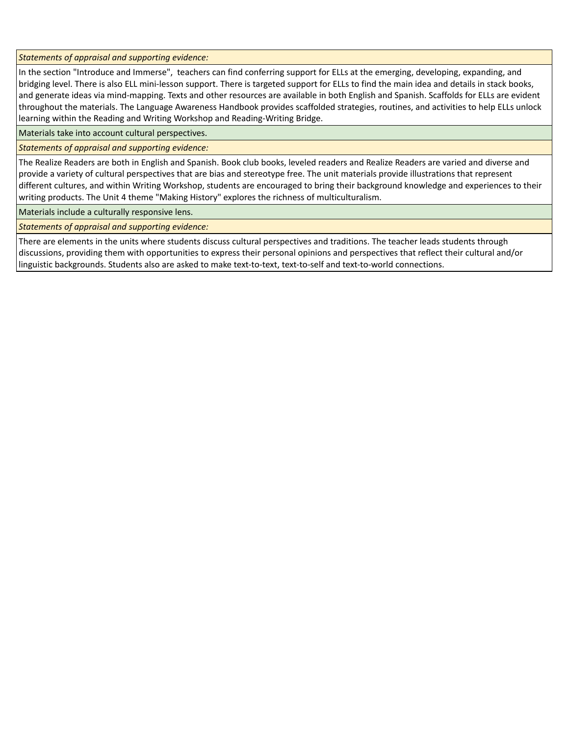*Statements of appraisal and supporting evidence:*

In the section "Introduce and Immerse", teachers can find conferring support for ELLs at the emerging, developing, expanding, and bridging level. There is also ELL mini-lesson support. There is targeted support for ELLs to find the main idea and details in stack books, and generate ideas via mind-mapping. Texts and other resources are available in both English and Spanish. Scaffolds for ELLs are evident throughout the materials. The Language Awareness Handbook provides scaffolded strategies, routines, and activities to help ELLs unlock learning within the Reading and Writing Workshop and Reading-Writing Bridge.

Materials take into account cultural perspectives.

*Statements of appraisal and supporting evidence:*

The Realize Readers are both in English and Spanish. Book club books, leveled readers and Realize Readers are varied and diverse and provide a variety of cultural perspectives that are bias and stereotype free. The unit materials provide illustrations that represent different cultures, and within Writing Workshop, students are encouraged to bring their background knowledge and experiences to their writing products. The Unit 4 theme "Making History" explores the richness of multiculturalism.

Materials include a culturally responsive lens.

*Statements of appraisal and supporting evidence:*

There are elements in the units where students discuss cultural perspectives and traditions. The teacher leads students through discussions, providing them with opportunities to express their personal opinions and perspectives that reflect their cultural and/or linguistic backgrounds. Students also are asked to make text-to-text, text-to-self and text-to-world connections.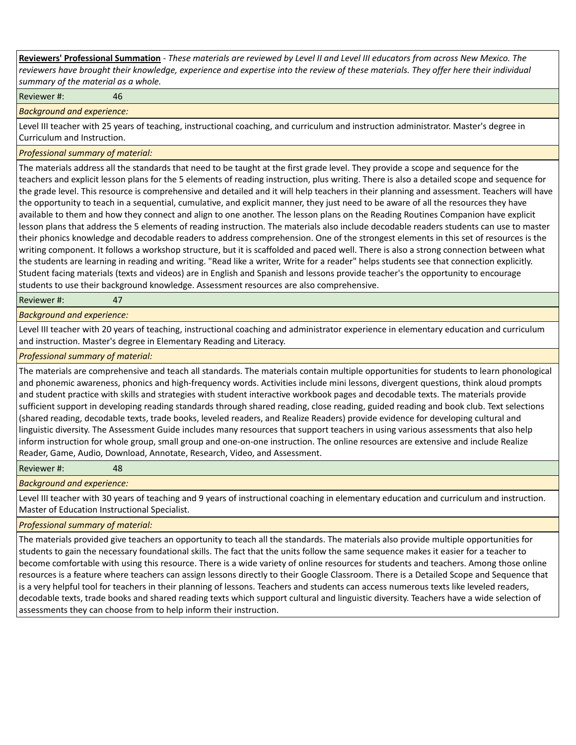**Reviewers' Professional Summation** - *These materials are reviewed by Level II and Level III educators from across New Mexico. The reviewers have brought their knowledge, experience and expertise into the review of these materials. They offer here their individual summary of the material as a whole.*

Reviewer #: 46

*Background and experience:*

Level III teacher with 25 years of teaching, instructional coaching, and curriculum and instruction administrator. Master's degree in Curriculum and Instruction.

*Professional summary of material:*

The materials address all the standards that need to be taught at the first grade level. They provide a scope and sequence for the teachers and explicit lesson plans for the 5 elements of reading instruction, plus writing. There is also a detailed scope and sequence for the grade level. This resource is comprehensive and detailed and it will help teachers in their planning and assessment. Teachers will have the opportunity to teach in a sequential, cumulative, and explicit manner, they just need to be aware of all the resources they have available to them and how they connect and align to one another. The lesson plans on the Reading Routines Companion have explicit lesson plans that address the 5 elements of reading instruction. The materials also include decodable readers students can use to master their phonics knowledge and decodable readers to address comprehension. One of the strongest elements in this set of resources is the writing component. It follows a workshop structure, but it is scaffolded and paced well. There is also a strong connection between what the students are learning in reading and writing. "Read like a writer, Write for a reader" helps students see that connection explicitly. Student facing materials (texts and videos) are in English and Spanish and lessons provide teacher's the opportunity to encourage students to use their background knowledge. Assessment resources are also comprehensive.

Reviewer #: 47

*Background and experience:*

Level III teacher with 20 years of teaching, instructional coaching and administrator experience in elementary education and curriculum and instruction. Master's degree in Elementary Reading and Literacy.

*Professional summary of material:*

The materials are comprehensive and teach all standards. The materials contain multiple opportunities for students to learn phonological and phonemic awareness, phonics and high-frequency words. Activities include mini lessons, divergent questions, think aloud prompts and student practice with skills and strategies with student interactive workbook pages and decodable texts. The materials provide sufficient support in developing reading standards through shared reading, close reading, guided reading and book club. Text selections (shared reading, decodable texts, trade books, leveled readers, and Realize Readers) provide evidence for developing cultural and linguistic diversity. The Assessment Guide includes many resources that support teachers in using various assessments that also help inform instruction for whole group, small group and one-on-one instruction. The online resources are extensive and include Realize Reader, Game, Audio, Download, Annotate, Research, Video, and Assessment.

Reviewer #: 48

*Background and experience:*

Level III teacher with 30 years of teaching and 9 years of instructional coaching in elementary education and curriculum and instruction. Master of Education Instructional Specialist.

*Professional summary of material:*

The materials provided give teachers an opportunity to teach all the standards. The materials also provide multiple opportunities for students to gain the necessary foundational skills. The fact that the units follow the same sequence makes it easier for a teacher to become comfortable with using this resource. There is a wide variety of online resources for students and teachers. Among those online resources is a feature where teachers can assign lessons directly to their Google Classroom. There is a Detailed Scope and Sequence that is a very helpful tool for teachers in their planning of lessons. Teachers and students can access numerous texts like leveled readers, decodable texts, trade books and shared reading texts which support cultural and linguistic diversity. Teachers have a wide selection of assessments they can choose from to help inform their instruction.